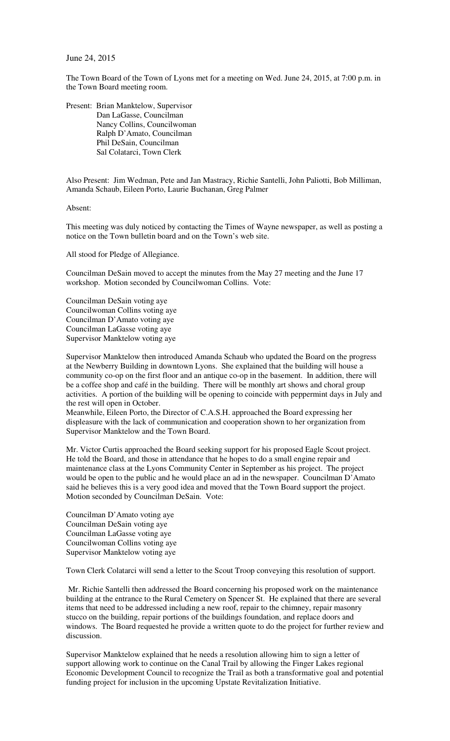June 24, 2015

The Town Board of the Town of Lyons met for a meeting on Wed. June 24, 2015, at 7:00 p.m. in the Town Board meeting room.

Present: Brian Manktelow, Supervisor
Dan LaGasse, Councilman
Nancy Collins, Councilwoman
Ralph D'Amato, Councilman
Phil DeSain, Councilman
Sal Colatarci, Town Clerk

Also Present: Jim Wedman, Pete and Jan Mastracy, Richie Santelli, John Paliotti, Bob Milliman, Amanda Schaub, Eileen Porto, Laurie Buchanan, Greg Palmer

Absent:

This meeting was duly noticed by contacting the Times of Wayne newspaper, as well as posting a notice on the Town bulletin board and on the Town's web site.

All stood for Pledge of Allegiance.

Councilman DeSain moved to accept the minutes from the May 27 meeting and the June 17 workshop. Motion seconded by Councilwoman Collins. Vote:

Councilman DeSain voting aye
Councilwoman Collins voting aye
Councilman D'Amato voting aye
Councilman LaGasse voting aye
Supervisor Manktelow voting aye

Supervisor Manktelow then introduced Amanda Schaub who updated the Board on the progress at the Newberry Building in downtown Lyons. She explained that the building will house a community co-op on the first floor and an antique co-op in the basement. In addition, there will be a coffee shop and café in the building. There will be monthly art shows and choral group activities. A portion of the building will be opening to coincide with peppermint days in July and the rest will open in October.
Meanwhile, Eileen Porto, the Director of C.A.S.H. approached the Board expressing her displeasure with the lack of communication and cooperation shown to her organization from Supervisor Manktelow and the Town Board.

Mr. Victor Curtis approached the Board seeking support for his proposed Eagle Scout project. He told the Board, and those in attendance that he hopes to do a small engine repair and maintenance class at the Lyons Community Center in September as his project. The project would be open to the public and he would place an ad in the newspaper. Councilman D'Amato said he believes this is a very good idea and moved that the Town Board support the project. Motion seconded by Councilman DeSain. Vote:

Councilman D'Amato voting aye
Councilman DeSain voting aye
Councilman LaGasse voting aye
Councilwoman Collins voting aye
Supervisor Manktelow voting aye

Town Clerk Colatarci will send a letter to the Scout Troop conveying this resolution of support.

Mr. Richie Santelli then addressed the Board concerning his proposed work on the maintenance building at the entrance to the Rural Cemetery on Spencer St. He explained that there are several items that need to be addressed including a new roof, repair to the chimney, repair masonry stucco on the building, repair portions of the buildings foundation, and replace doors and windows. The Board requested he provide a written quote to do the project for further review and discussion.

Supervisor Manktelow explained that he needs a resolution allowing him to sign a letter of support allowing work to continue on the Canal Trail by allowing the Finger Lakes regional Economic Development Council to recognize the Trail as both a transformative goal and potential funding project for inclusion in the upcoming Upstate Revitalization Initiative.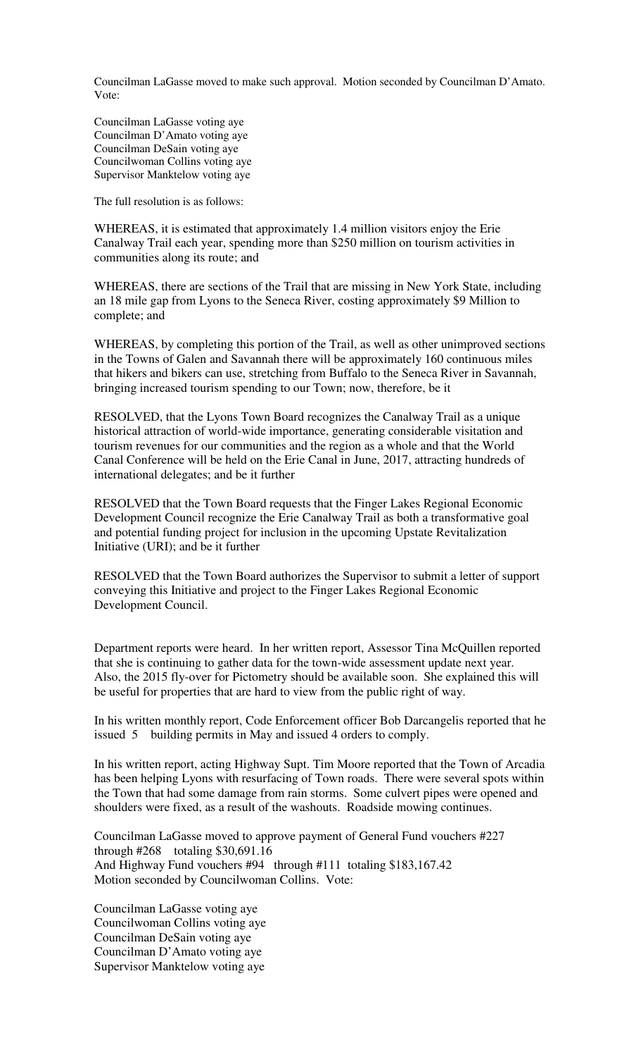Councilman LaGasse moved to make such approval. Motion seconded by Councilman D'Amato. Vote:

Councilman LaGasse voting aye
Councilman D'Amato voting aye
Councilman DeSain voting aye
Councilwoman Collins voting aye
Supervisor Manktelow voting aye

The full resolution is as follows:

WHEREAS, it is estimated that approximately 1.4 million visitors enjoy the Erie Canalway Trail each year, spending more than $250 million on tourism activities in communities along its route; and

WHEREAS, there are sections of the Trail that are missing in New York State, including an 18 mile gap from Lyons to the Seneca River, costing approximately $9 Million to complete; and

WHEREAS, by completing this portion of the Trail, as well as other unimproved sections in the Towns of Galen and Savannah there will be approximately 160 continuous miles that hikers and bikers can use, stretching from Buffalo to the Seneca River in Savannah, bringing increased tourism spending to our Town; now, therefore, be it

RESOLVED, that the Lyons Town Board recognizes the Canalway Trail as a unique historical attraction of world-wide importance, generating considerable visitation and tourism revenues for our communities and the region as a whole and that the World Canal Conference will be held on the Erie Canal in June, 2017, attracting hundreds of international delegates; and be it further

RESOLVED that the Town Board requests that the Finger Lakes Regional Economic Development Council recognize the Erie Canalway Trail as both a transformative goal and potential funding project for inclusion in the upcoming Upstate Revitalization Initiative (URI); and be it further

RESOLVED that the Town Board authorizes the Supervisor to submit a letter of support conveying this Initiative and project to the Finger Lakes Regional Economic Development Council.

Department reports were heard. In her written report, Assessor Tina McQuillen reported that she is continuing to gather data for the town-wide assessment update next year. Also, the 2015 fly-over for Pictometry should be available soon. She explained this will be useful for properties that are hard to view from the public right of way.

In his written monthly report, Code Enforcement officer Bob Darcangelis reported that he issued 5 building permits in May and issued 4 orders to comply.

In his written report, acting Highway Supt. Tim Moore reported that the Town of Arcadia has been helping Lyons with resurfacing of Town roads. There were several spots within the Town that had some damage from rain storms. Some culvert pipes were opened and shoulders were fixed, as a result of the washouts. Roadside mowing continues.

Councilman LaGasse moved to approve payment of General Fund vouchers #227 through #268 totaling $30,691.16
And Highway Fund vouchers #94 through #111 totaling $183,167.42
Motion seconded by Councilwoman Collins. Vote:

Councilman LaGasse voting aye
Councilwoman Collins voting aye
Councilman DeSain voting aye
Councilman D'Amato voting aye
Supervisor Manktelow voting aye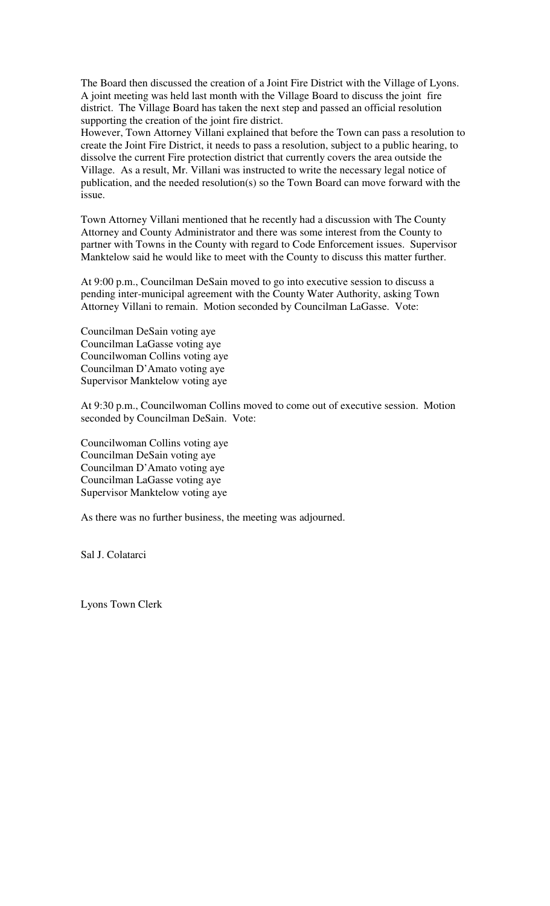The Board then discussed the creation of a Joint Fire District with the Village of Lyons. A joint meeting was held last month with the Village Board to discuss the joint fire district. The Village Board has taken the next step and passed an official resolution supporting the creation of the joint fire district.
However, Town Attorney Villani explained that before the Town can pass a resolution to create the Joint Fire District, it needs to pass a resolution, subject to a public hearing, to dissolve the current Fire protection district that currently covers the area outside the Village. As a result, Mr. Villani was instructed to write the necessary legal notice of publication, and the needed resolution(s) so the Town Board can move forward with the issue.

Town Attorney Villani mentioned that he recently had a discussion with The County Attorney and County Administrator and there was some interest from the County to partner with Towns in the County with regard to Code Enforcement issues. Supervisor Manktelow said he would like to meet with the County to discuss this matter further.

At 9:00 p.m., Councilman DeSain moved to go into executive session to discuss a pending inter-municipal agreement with the County Water Authority, asking Town Attorney Villani to remain. Motion seconded by Councilman LaGasse. Vote:

Councilman DeSain voting aye
Councilman LaGasse voting aye
Councilwoman Collins voting aye
Councilman D'Amato voting aye
Supervisor Manktelow voting aye

At 9:30 p.m., Councilwoman Collins moved to come out of executive session. Motion seconded by Councilman DeSain. Vote:

Councilwoman Collins voting aye
Councilman DeSain voting aye
Councilman D'Amato voting aye
Councilman LaGasse voting aye
Supervisor Manktelow voting aye

As there was no further business, the meeting was adjourned.

Sal J. Colatarci

Lyons Town Clerk